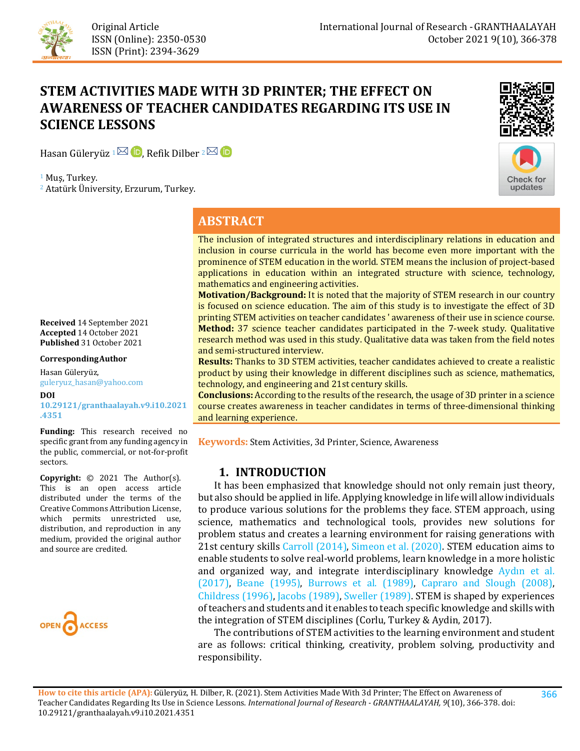Original Article
ISSN (Online): 2350-0530
ISSN (Print): 2394-3629

# STEM ACTIVITIES MADE WITH 3D PRINTER; THE EFFECT ON AWARENESS OF TEACHER CANDIDATES REGARDING ITS USE IN SCIENCE LESSONS

Hasan Güleryüz [1], Refik Dilber [2]

[1] Muş, Turkey.
[2] Atatürk Üniversity, Erzurum, Turkey.

**Received** 14 September 2021
**Accepted** 14 October 2021
**Published** 31 October 2021

**Corresponding Author**

Hasan Güleryüz, guleryuz_hasan@yahoo.com

**DOI**
10.29121/granthaalayah.v9.i10.2021.4351

**Funding:** This research received no specific grant from any funding agency in the public, commercial, or not-for-profit sectors.

**Copyright:** © 2021 The Author(s). This is an open access article distributed under the terms of the Creative Commons Attribution License, which permits unrestricted use, distribution, and reproduction in any medium, provided the original author and source are credited.

## ABSTRACT

The inclusion of integrated structures and interdisciplinary relations in education and inclusion in course curricula in the world has become even more important with the prominence of STEM education in the world. STEM means the inclusion of project-based applications in education within an integrated structure with science, technology, mathematics and engineering activities.

**Motivation/Background:** It is noted that the majority of STEM research in our country is focused on science education. The aim of this study is to investigate the effect of 3D printing STEM activities on teacher candidates ' awareness of their use in science course.

**Method:** 37 science teacher candidates participated in the 7-week study. Qualitative research method was used in this study. Qualitative data was taken from the field notes and semi-structured interview.

**Results:** Thanks to 3D STEM activities, teacher candidates achieved to create a realistic product by using their knowledge in different disciplines such as science, mathematics, technology, and engineering and 21st century skills.

**Conclusions:** According to the results of the research, the usage of 3D printer in a science course creates awareness in teacher candidates in terms of three-dimensional thinking and learning experience.

**Keywords:** Stem Activities, 3d Printer, Science, Awareness

## 1. INTRODUCTION

It has been emphasized that knowledge should not only remain just theory, but also should be applied in life. Applying knowledge in life will allow individuals to produce various solutions for the problems they face. STEM approach, using science, mathematics and technological tools, provides new solutions for problem status and creates a learning environment for raising generations with 21st century skills Carroll (2014), Simeon et al. (2020). STEM education aims to enable students to solve real-world problems, learn knowledge in a more holistic and organized way, and integrate interdisciplinary knowledge Aydın et al. (2017), Beane (1995), Burrows et al. (1989), Capraro and Slough (2008), Childress (1996), Jacobs (1989), Sweller (1989). STEM is shaped by experiences of teachers and students and it enables to teach specific knowledge and skills with the integration of STEM disciplines (Corlu, Turkey & Aydin, 2017).

The contributions of STEM activities to the learning environment and student are as follows: critical thinking, creativity, problem solving, productivity and responsibility.

**How to cite this article (APA):** Güleryüz, H. Dilber, R. (2021). Stem Activities Made With 3d Printer; The Effect on Awareness of Teacher Candidates Regarding Its Use in Science Lessons. *International Journal of Research - GRANTHAALAYAH, 9*(10), 366-378. doi: 10.29121/granthaalayah.v9.i10.2021.4351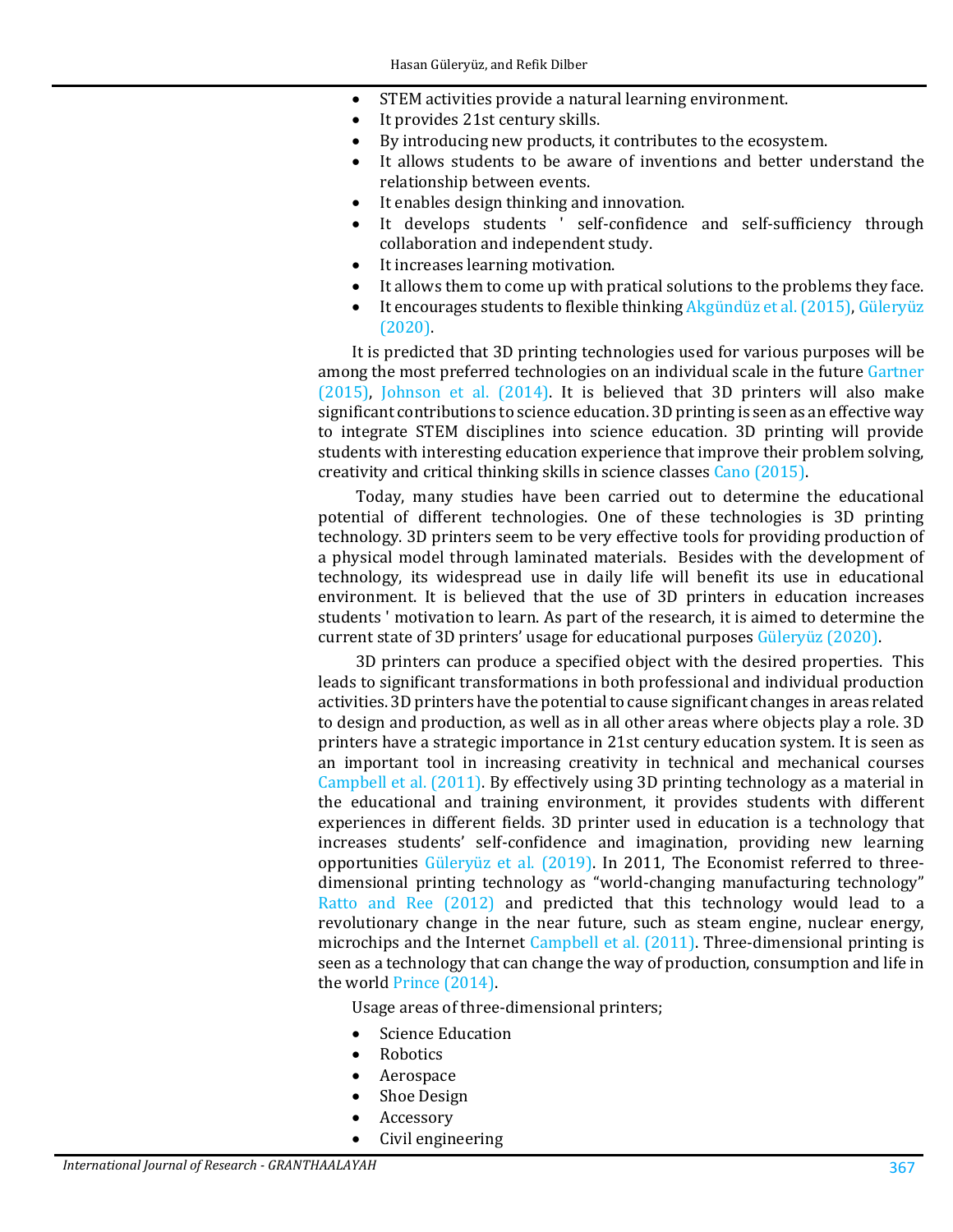- STEM activities provide a natural learning environment.
- It provides 21st century skills.
- By introducing new products, it contributes to the ecosystem.
- It allows students to be aware of inventions and better understand the relationship between events.
- It enables design thinking and innovation.
- It develops students ' self-confidence and self-sufficiency through collaboration and independent study.
- It increases learning motivation.
- It allows them to come up with pratical solutions to the problems they face.
- It encourages students to flexible thinking Akgündüz et al. (2015), Güleryüz (2020).

It is predicted that 3D printing technologies used for various purposes will be among the most preferred technologies on an individual scale in the future Gartner (2015), Johnson et al. (2014). It is believed that 3D printers will also make significant contributions to science education. 3D printing is seen as an effective way to integrate STEM disciplines into science education. 3D printing will provide students with interesting education experience that improve their problem solving, creativity and critical thinking skills in science classes Cano (2015).

Today, many studies have been carried out to determine the educational potential of different technologies. One of these technologies is 3D printing technology. 3D printers seem to be very effective tools for providing production of a physical model through laminated materials. Besides with the development of technology, its widespread use in daily life will benefit its use in educational environment. It is believed that the use of 3D printers in education increases students ' motivation to learn. As part of the research, it is aimed to determine the current state of 3D printers' usage for educational purposes Güleryüz (2020).

3D printers can produce a specified object with the desired properties. This leads to significant transformations in both professional and individual production activities. 3D printers have the potential to cause significant changes in areas related to design and production, as well as in all other areas where objects play a role. 3D printers have a strategic importance in 21st century education system. It is seen as an important tool in increasing creativity in technical and mechanical courses Campbell et al. (2011). By effectively using 3D printing technology as a material in the educational and training environment, it provides students with different experiences in different fields. 3D printer used in education is a technology that increases students' self-confidence and imagination, providing new learning opportunities Güleryüz et al. (2019). In 2011, The Economist referred to three-dimensional printing technology as "world-changing manufacturing technology" Ratto and Ree (2012) and predicted that this technology would lead to a revolutionary change in the near future, such as steam engine, nuclear energy, microchips and the Internet Campbell et al. (2011). Three-dimensional printing is seen as a technology that can change the way of production, consumption and life in the world Prince (2014).

Usage areas of three-dimensional printers;

- Science Education
- Robotics
- Aerospace
- Shoe Design
- Accessory
- Civil engineering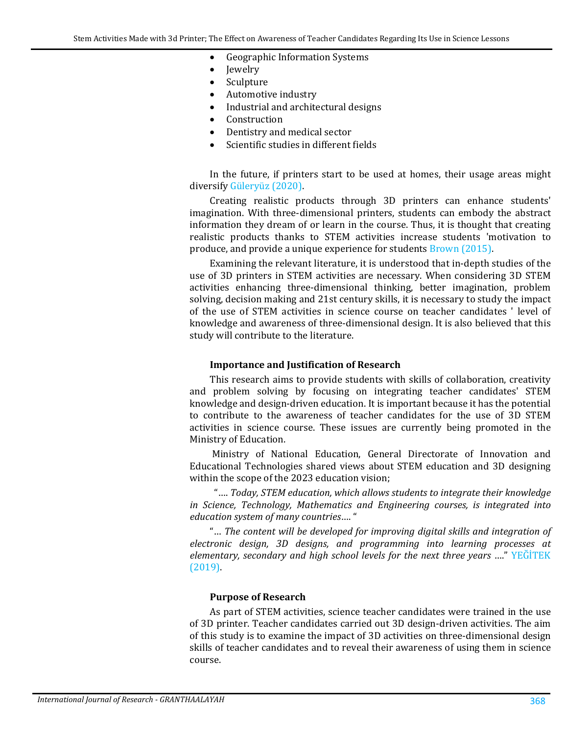- Geographic Information Systems
- Jewelry
- Sculpture
- Automotive industry
- Industrial and architectural designs
- Construction
- Dentistry and medical sector
- Scientific studies in different fields

In the future, if printers start to be used at homes, their usage areas might diversify Güleryüz (2020).

Creating realistic products through 3D printers can enhance students' imagination. With three-dimensional printers, students can embody the abstract information they dream of or learn in the course. Thus, it is thought that creating realistic products thanks to STEM activities increase students 'motivation to produce, and provide a unique experience for students Brown (2015).

Examining the relevant literature, it is understood that in-depth studies of the use of 3D printers in STEM activities are necessary. When considering 3D STEM activities enhancing three-dimensional thinking, better imagination, problem solving, decision making and 21st century skills, it is necessary to study the impact of the use of STEM activities in science course on teacher candidates ' level of knowledge and awareness of three-dimensional design. It is also believed that this study will contribute to the literature.

### Importance and Justification of Research

This research aims to provide students with skills of collaboration, creativity and problem solving by focusing on integrating teacher candidates' STEM knowledge and design-driven education. It is important because it has the potential to contribute to the awareness of teacher candidates for the use of 3D STEM activities in science course. These issues are currently being promoted in the Ministry of Education.

Ministry of National Education, General Directorate of Innovation and Educational Technologies shared views about STEM education and 3D designing within the scope of the 2023 education vision;

"…. *Today, STEM education, which allows students to integrate their knowledge in Science, Technology, Mathematics and Engineering courses, is integrated into education system of many countries*…. "

"… *The content will be developed for improving digital skills and integration of electronic design, 3D designs, and programming into learning processes at elementary, secondary and high school levels for the next three years* …." YEĞİTEK (2019).

### Purpose of Research

As part of STEM activities, science teacher candidates were trained in the use of 3D printer. Teacher candidates carried out 3D design-driven activities. The aim of this study is to examine the impact of 3D activities on three-dimensional design skills of teacher candidates and to reveal their awareness of using them in science course.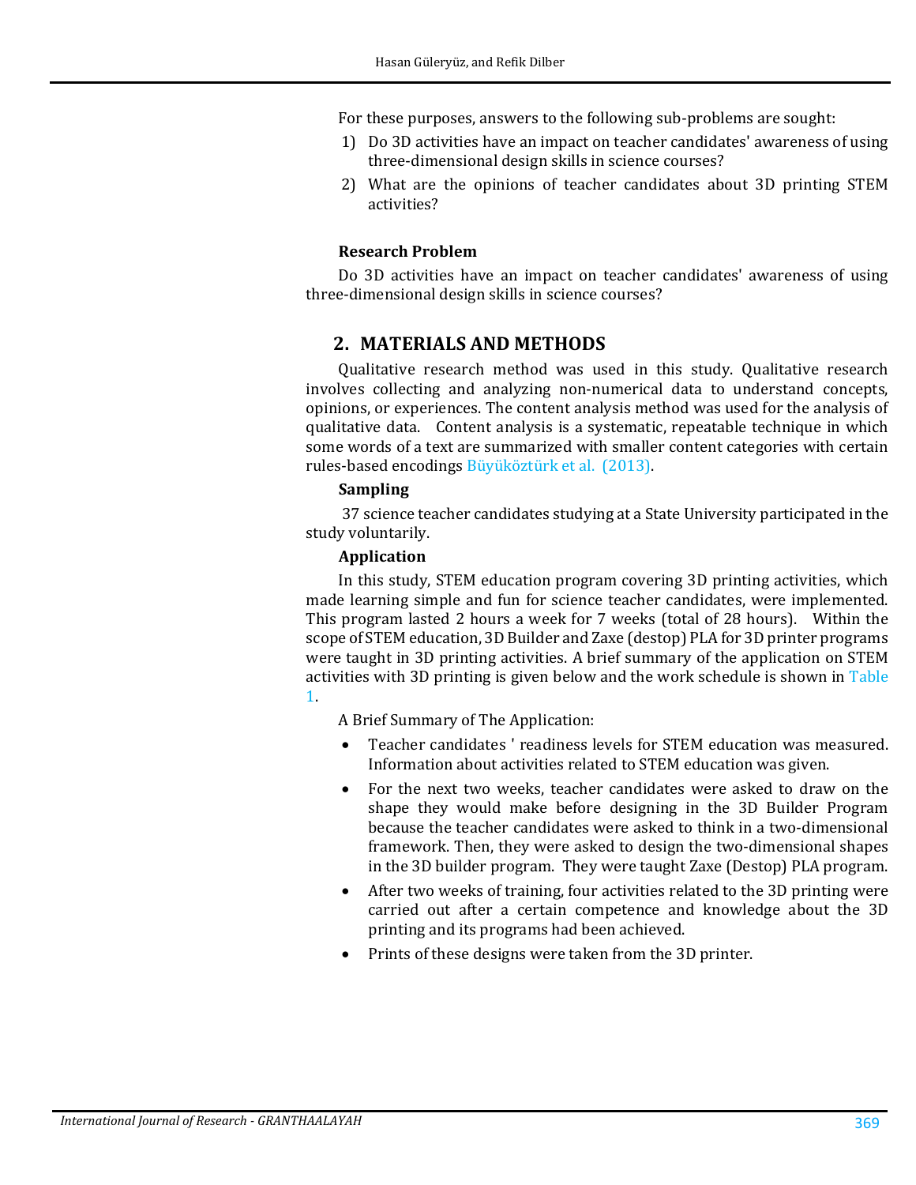For these purposes, answers to the following sub-problems are sought:

1) Do 3D activities have an impact on teacher candidates' awareness of using three-dimensional design skills in science courses?
2) What are the opinions of teacher candidates about 3D printing STEM activities?

**Research Problem**

Do 3D activities have an impact on teacher candidates' awareness of using three-dimensional design skills in science courses?

## 2. MATERIALS AND METHODS

Qualitative research method was used in this study. Qualitative research involves collecting and analyzing non-numerical data to understand concepts, opinions, or experiences. The content analysis method was used for the analysis of qualitative data. Content analysis is a systematic, repeatable technique in which some words of a text are summarized with smaller content categories with certain rules-based encodings Büyüköztürk et al. (2013).

**Sampling**

37 science teacher candidates studying at a State University participated in the study voluntarily.

**Application**

In this study, STEM education program covering 3D printing activities, which made learning simple and fun for science teacher candidates, were implemented. This program lasted 2 hours a week for 7 weeks (total of 28 hours). Within the scope of STEM education, 3D Builder and Zaxe (destop) PLA for 3D printer programs were taught in 3D printing activities. A brief summary of the application on STEM activities with 3D printing is given below and the work schedule is shown in Table 1.

A Brief Summary of The Application:

- Teacher candidates ' readiness levels for STEM education was measured. Information about activities related to STEM education was given.
- For the next two weeks, teacher candidates were asked to draw on the shape they would make before designing in the 3D Builder Program because the teacher candidates were asked to think in a two-dimensional framework. Then, they were asked to design the two-dimensional shapes in the 3D builder program. They were taught Zaxe (Destop) PLA program.
- After two weeks of training, four activities related to the 3D printing were carried out after a certain competence and knowledge about the 3D printing and its programs had been achieved.
- Prints of these designs were taken from the 3D printer.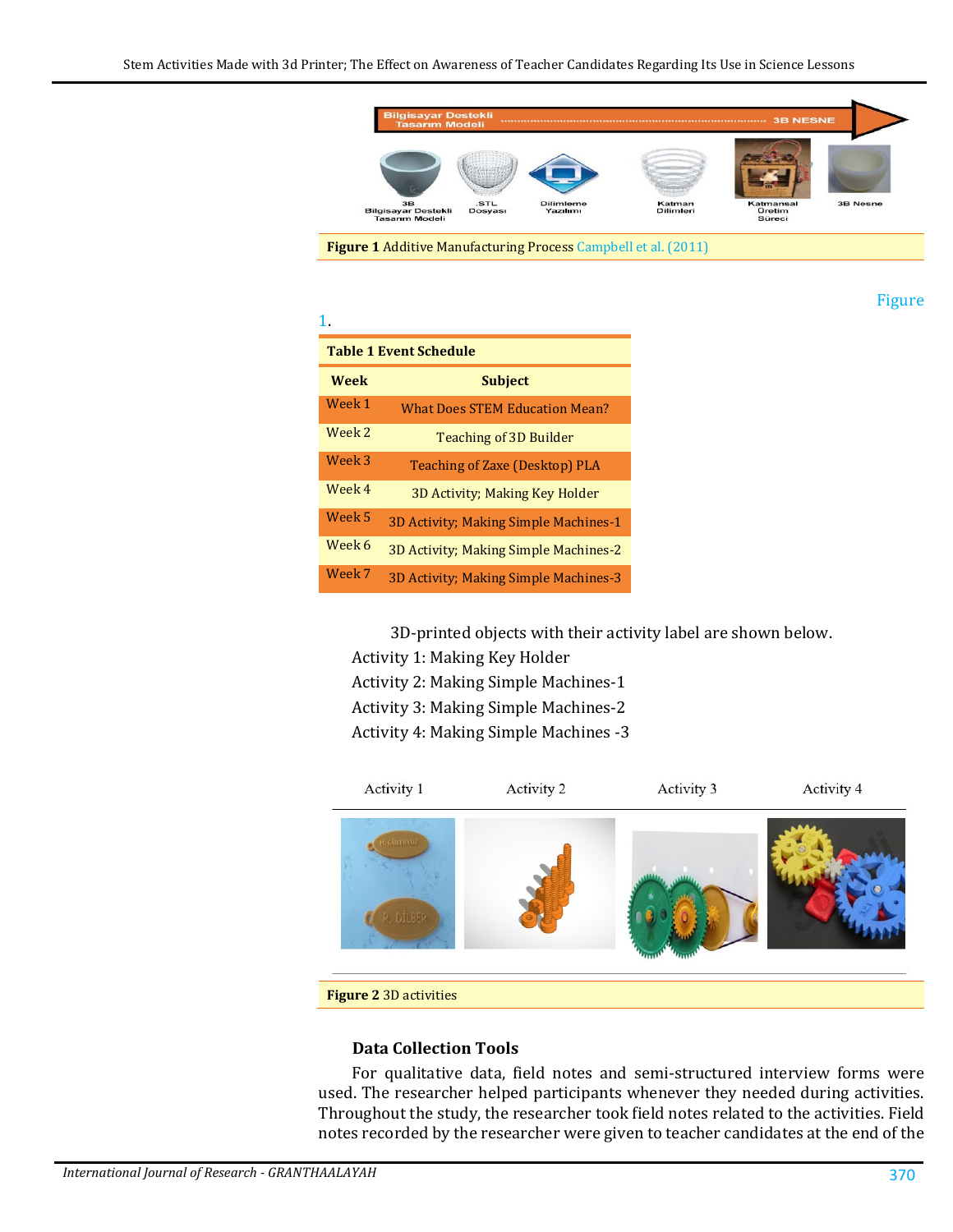Figure 1 Additive Manufacturing Process Campbell et al. (2011)

Figure 1.

**Table 1** Event Schedule

| Week | Subject |
|---|---|
| Week 1 | What Does STEM Education Mean? |
| Week 2 | Teaching of 3D Builder |
| Week 3 | Teaching of Zaxe (Desktop) PLA |
| Week 4 | 3D Activity; Making Key Holder |
| Week 5 | 3D Activity; Making Simple Machines-1 |
| Week 6 | 3D Activity; Making Simple Machines-2 |
| Week 7 | 3D Activity; Making Simple Machines-3 |

3D-printed objects with their activity label are shown below.

Activity 1: Making Key Holder

Activity 2: Making Simple Machines-1

Activity 3: Making Simple Machines-2

Activity 4: Making Simple Machines -3

Activity 1 Activity 2 Activity 3 Activity 4

**Figure 2** 3D activities

### Data Collection Tools

For qualitative data, field notes and semi-structured interview forms were used. The researcher helped participants whenever they needed during activities. Throughout the study, the researcher took field notes related to the activities. Field notes recorded by the researcher were given to teacher candidates at the end of the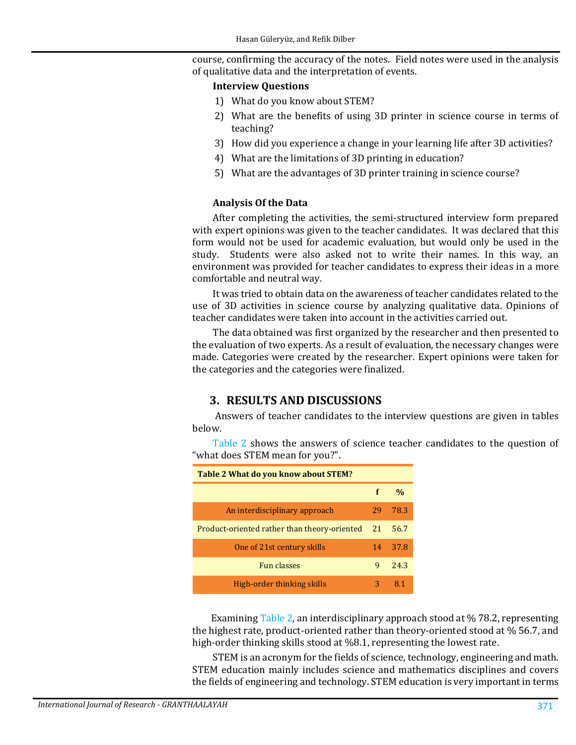course, confirming the accuracy of the notes. Field notes were used in the analysis of qualitative data and the interpretation of events.

**Interview Questions**

1) What do you know about STEM?
2) What are the benefits of using 3D printer in science course in terms of teaching?
3) How did you experience a change in your learning life after 3D activities?
4) What are the limitations of 3D printing in education?
5) What are the advantages of 3D printer training in science course?

**Analysis Of the Data**

After completing the activities, the semi-structured interview form prepared with expert opinions was given to the teacher candidates. It was declared that this form would not be used for academic evaluation, but would only be used in the study. Students were also asked not to write their names. In this way, an environment was provided for teacher candidates to express their ideas in a more comfortable and neutral way.

It was tried to obtain data on the awareness of teacher candidates related to the use of 3D activities in science course by analyzing qualitative data. Opinions of teacher candidates were taken into account in the activities carried out.

The data obtained was first organized by the researcher and then presented to the evaluation of two experts. As a result of evaluation, the necessary changes were made. Categories were created by the researcher. Expert opinions were taken for the categories and the categories were finalized.

## 3. RESULTS AND DISCUSSIONS

Answers of teacher candidates to the interview questions are given in tables below.

Table 2 shows the answers of science teacher candidates to the question of "what does STEM mean for you?".

**Table 2 What do you know about STEM?**

| | f | % |
|---|---|---|
| An interdisciplinary approach | 29 | 78.3 |
| Product-oriented rather than theory-oriented | 21 | 56.7 |
| One of 21st century skills | 14 | 37.8 |
| Fun classes | 9 | 24.3 |
| High-order thinking skills | 3 | 8.1 |

Examining Table 2, an interdisciplinary approach stood at % 78.2, representing the highest rate, product-oriented rather than theory-oriented stood at % 56.7, and high-order thinking skills stood at %8.1, representing the lowest rate.

STEM is an acronym for the fields of science, technology, engineering and math. STEM education mainly includes science and mathematics disciplines and covers the fields of engineering and technology. STEM education is very important in terms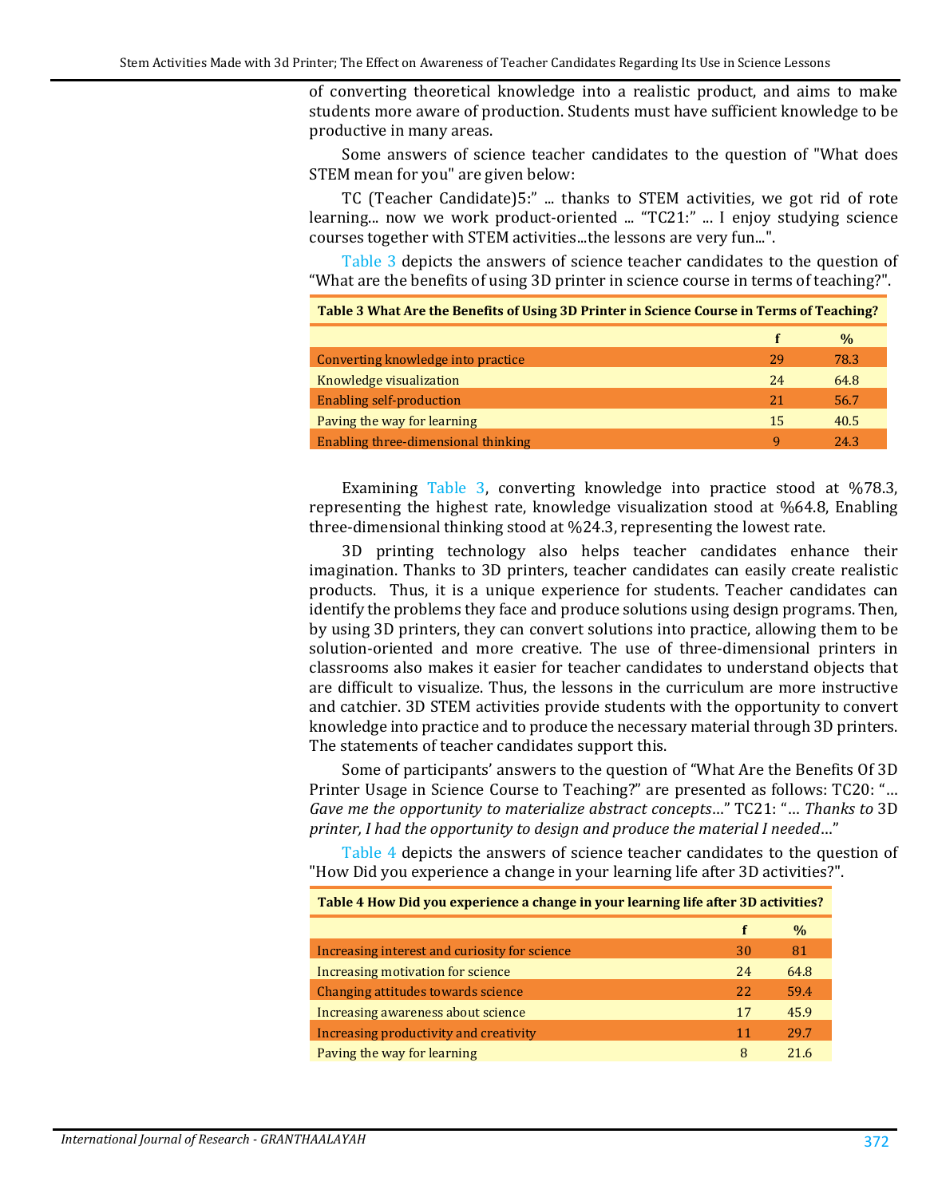of converting theoretical knowledge into a realistic product, and aims to make students more aware of production. Students must have sufficient knowledge to be productive in many areas.

Some answers of science teacher candidates to the question of "What does STEM mean for you" are given below:

TC (Teacher Candidate)5:" ... thanks to STEM activities, we got rid of rote learning... now we work product-oriented ... "TC21:" ... I enjoy studying science courses together with STEM activities...the lessons are very fun...".

Table 3 depicts the answers of science teacher candidates to the question of "What are the benefits of using 3D printer in science course in terms of teaching?".

**Table 3 What Are the Benefits of Using 3D Printer in Science Course in Terms of Teaching?**

| | f | % |
|---|---|---|
| Converting knowledge into practice | 29 | 78.3 |
| Knowledge visualization | 24 | 64.8 |
| Enabling self-production | 21 | 56.7 |
| Paving the way for learning | 15 | 40.5 |
| Enabling three-dimensional thinking | 9 | 24.3 |

Examining Table 3, converting knowledge into practice stood at %78.3, representing the highest rate, knowledge visualization stood at %64.8, Enabling three-dimensional thinking stood at %24.3, representing the lowest rate.

3D printing technology also helps teacher candidates enhance their imagination. Thanks to 3D printers, teacher candidates can easily create realistic products. Thus, it is a unique experience for students. Teacher candidates can identify the problems they face and produce solutions using design programs. Then, by using 3D printers, they can convert solutions into practice, allowing them to be solution-oriented and more creative. The use of three-dimensional printers in classrooms also makes it easier for teacher candidates to understand objects that are difficult to visualize. Thus, the lessons in the curriculum are more instructive and catchier. 3D STEM activities provide students with the opportunity to convert knowledge into practice and to produce the necessary material through 3D printers. The statements of teacher candidates support this.

Some of participants' answers to the question of "What Are the Benefits Of 3D Printer Usage in Science Course to Teaching?" are presented as follows: TC20: "*... Gave me the opportunity to materialize abstract concepts...*" TC21: "*... Thanks to* 3D *printer, I had the opportunity to design and produce the material I needed...*"

Table 4 depicts the answers of science teacher candidates to the question of "How Did you experience a change in your learning life after 3D activities?".

**Table 4 How Did you experience a change in your learning life after 3D activities?**

| | f | % |
|---|---|---|
| Increasing interest and curiosity for science | 30 | 81 |
| Increasing motivation for science | 24 | 64.8 |
| Changing attitudes towards science | 22 | 59.4 |
| Increasing awareness about science | 17 | 45.9 |
| Increasing productivity and creativity | 11 | 29.7 |
| Paving the way for learning | 8 | 21.6 |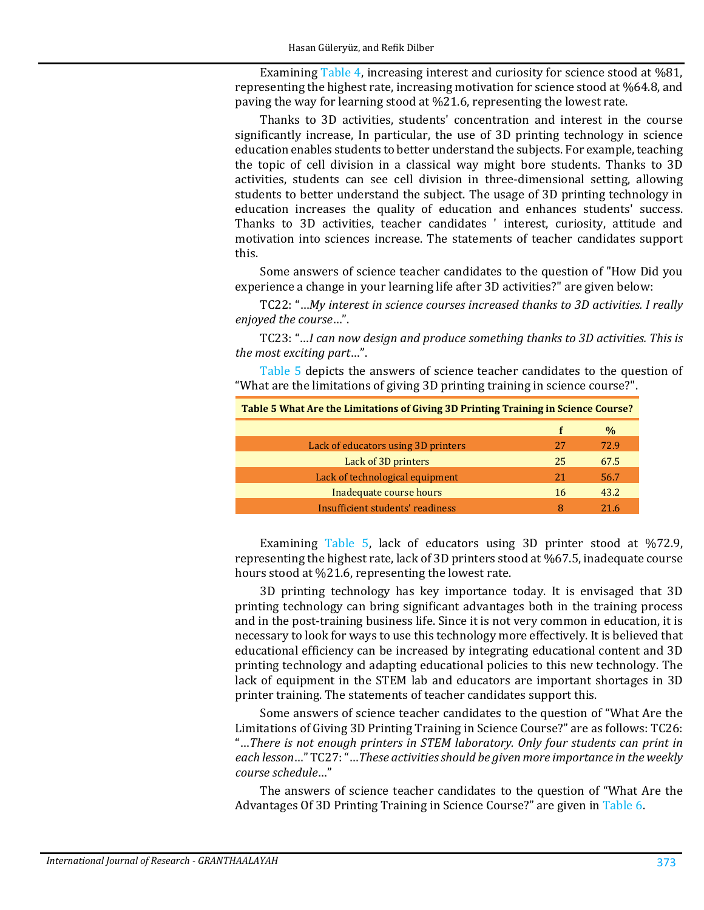Examining Table 4, increasing interest and curiosity for science stood at %81, representing the highest rate, increasing motivation for science stood at %64.8, and paving the way for learning stood at %21.6, representing the lowest rate.

Thanks to 3D activities, students' concentration and interest in the course significantly increase, In particular, the use of 3D printing technology in science education enables students to better understand the subjects. For example, teaching the topic of cell division in a classical way might bore students. Thanks to 3D activities, students can see cell division in three-dimensional setting, allowing students to better understand the subject. The usage of 3D printing technology in education increases the quality of education and enhances students' success. Thanks to 3D activities, teacher candidates ' interest, curiosity, attitude and motivation into sciences increase. The statements of teacher candidates support this.

Some answers of science teacher candidates to the question of "How Did you experience a change in your learning life after 3D activities?" are given below:

TC22: "…*My interest in science courses increased thanks to 3D activities. I really enjoyed the course*…".

TC23: "…*I can now design and produce something thanks to 3D activities. This is the most exciting part*…".

Table 5 depicts the answers of science teacher candidates to the question of "What are the limitations of giving 3D printing training in science course?".

**Table 5 What Are the Limitations of Giving 3D Printing Training in Science Course?**

| | f | % |
|---|---|---|
| Lack of educators using 3D printers | 27 | 72.9 |
| Lack of 3D printers | 25 | 67.5 |
| Lack of technological equipment | 21 | 56.7 |
| Inadequate course hours | 16 | 43.2 |
| Insufficient students' readiness | 8 | 21.6 |

Examining Table 5, lack of educators using 3D printer stood at %72.9, representing the highest rate, lack of 3D printers stood at %67.5, inadequate course hours stood at %21.6, representing the lowest rate.

3D printing technology has key importance today. It is envisaged that 3D printing technology can bring significant advantages both in the training process and in the post-training business life. Since it is not very common in education, it is necessary to look for ways to use this technology more effectively. It is believed that educational efficiency can be increased by integrating educational content and 3D printing technology and adapting educational policies to this new technology. The lack of equipment in the STEM lab and educators are important shortages in 3D printer training. The statements of teacher candidates support this.

Some answers of science teacher candidates to the question of "What Are the Limitations of Giving 3D Printing Training in Science Course?" are as follows: TC26: "…*There is not enough printers in STEM laboratory. Only four students can print in each lesson*…" TC27: "…*These activities should be given more importance in the weekly course schedule*…"

The answers of science teacher candidates to the question of "What Are the Advantages Of 3D Printing Training in Science Course?" are given in Table 6.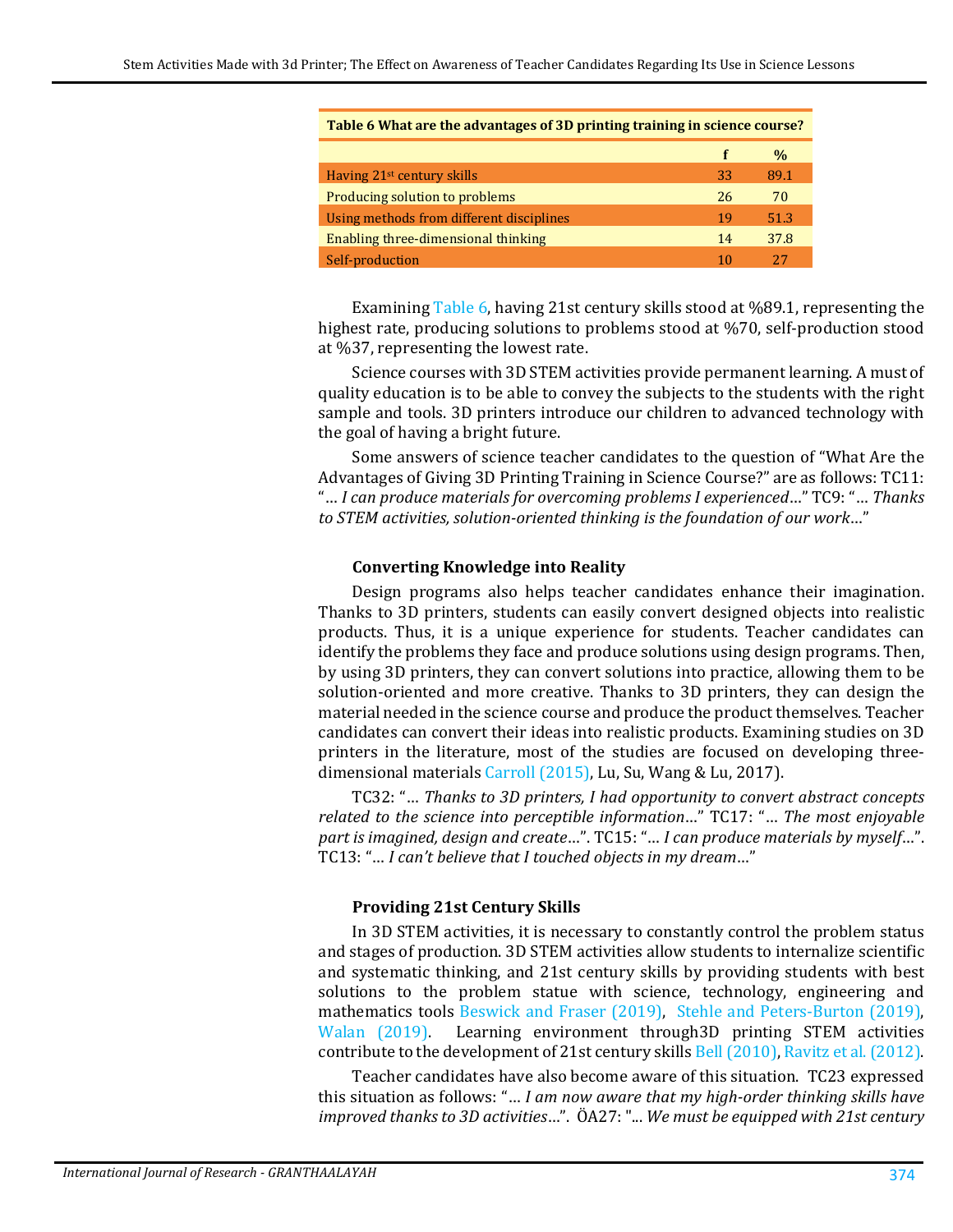| Table 6 What are the advantages of 3D printing training in science course? | | |
|---|---|---|
| | f | % |
| Having 21st century skills | 33 | 89.1 |
| Producing solution to problems | 26 | 70 |
| Using methods from different disciplines | 19 | 51.3 |
| Enabling three-dimensional thinking | 14 | 37.8 |
| Self-production | 10 | 27 |

Examining Table 6, having 21st century skills stood at %89.1, representing the highest rate, producing solutions to problems stood at %70, self-production stood at %37, representing the lowest rate.

Science courses with 3D STEM activities provide permanent learning. A must of quality education is to be able to convey the subjects to the students with the right sample and tools. 3D printers introduce our children to advanced technology with the goal of having a bright future.

Some answers of science teacher candidates to the question of "What Are the Advantages of Giving 3D Printing Training in Science Course?" are as follows: TC11: "… *I can produce materials for overcoming problems I experienced*…" TC9: "… *Thanks to STEM activities, solution-oriented thinking is the foundation of our work*…"

### Converting Knowledge into Reality

Design programs also helps teacher candidates enhance their imagination. Thanks to 3D printers, students can easily convert designed objects into realistic products. Thus, it is a unique experience for students. Teacher candidates can identify the problems they face and produce solutions using design programs. Then, by using 3D printers, they can convert solutions into practice, allowing them to be solution-oriented and more creative. Thanks to 3D printers, they can design the material needed in the science course and produce the product themselves. Teacher candidates can convert their ideas into realistic products. Examining studies on 3D printers in the literature, most of the studies are focused on developing three-dimensional materials Carroll (2015), Lu, Su, Wang & Lu, 2017).

TC32: "… *Thanks to 3D printers, I had opportunity to convert abstract concepts related to the science into perceptible information*…" TC17: "… *The most enjoyable part is imagined, design and create*…". TC15: "… *I can produce materials by myself*…". TC13: "… *I can't believe that I touched objects in my dream*…"

### Providing 21st Century Skills

In 3D STEM activities, it is necessary to constantly control the problem status and stages of production. 3D STEM activities allow students to internalize scientific and systematic thinking, and 21st century skills by providing students with best solutions to the problem statue with science, technology, engineering and mathematics tools Beswick and Fraser (2019), Stehle and Peters-Burton (2019), Walan (2019). Learning environment through3D printing STEM activities contribute to the development of 21st century skills Bell (2010), Ravitz et al. (2012).

Teacher candidates have also become aware of this situation. TC23 expressed this situation as follows: "… *I am now aware that my high-order thinking skills have improved thanks to 3D activities*…". ÖA27: "... *We must be equipped with 21st century*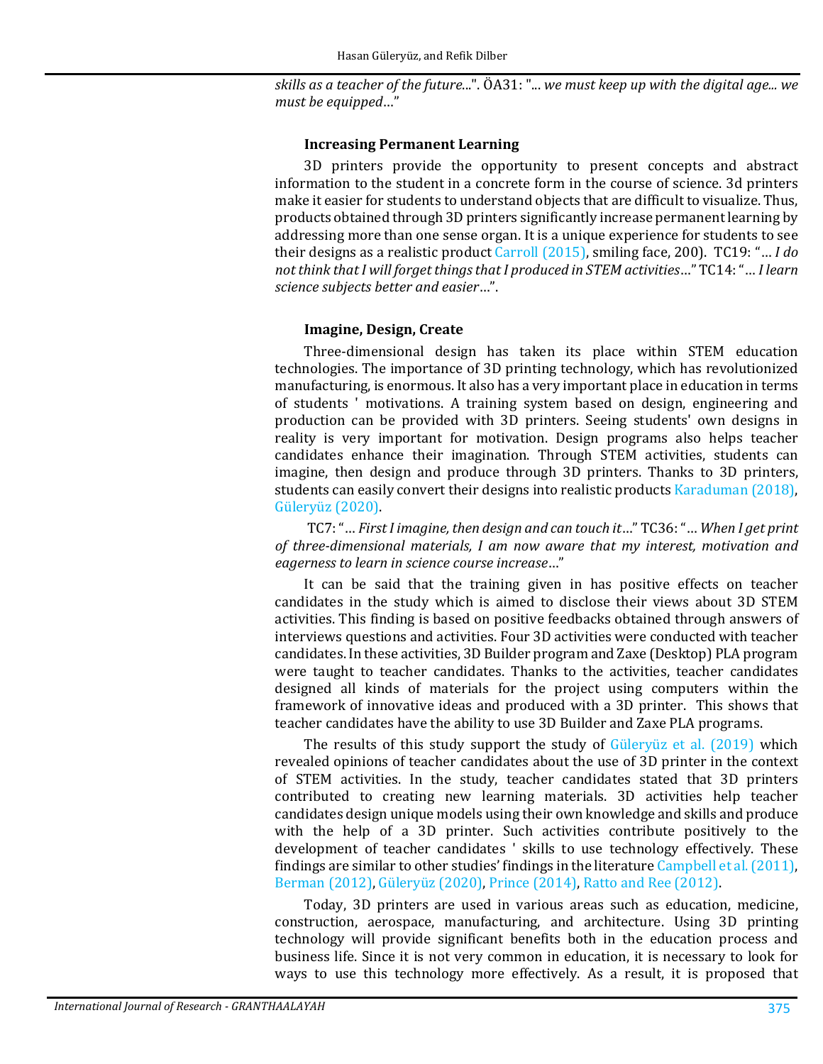*skills as a teacher of the future...*". ÖA31: "*... we must keep up with the digital age... we must be equipped...*"

### Increasing Permanent Learning

3D printers provide the opportunity to present concepts and abstract information to the student in a concrete form in the course of science. 3d printers make it easier for students to understand objects that are difficult to visualize. Thus, products obtained through 3D printers significantly increase permanent learning by addressing more than one sense organ. It is a unique experience for students to see their designs as a realistic product Carroll (2015), smiling face, 200). TC19: "*... I do not think that I will forget things that I produced in STEM activities...*" TC14: "*... I learn science subjects better and easier...*".

### Imagine, Design, Create

Three-dimensional design has taken its place within STEM education technologies. The importance of 3D printing technology, which has revolutionized manufacturing, is enormous. It also has a very important place in education in terms of students ' motivations. A training system based on design, engineering and production can be provided with 3D printers. Seeing students' own designs in reality is very important for motivation. Design programs also helps teacher candidates enhance their imagination. Through STEM activities, students can imagine, then design and produce through 3D printers. Thanks to 3D printers, students can easily convert their designs into realistic products Karaduman (2018), Güleryüz (2020).

TC7: "*... First I imagine, then design and can touch it...*" TC36: "*... When I get print of three-dimensional materials, I am now aware that my interest, motivation and eagerness to learn in science course increase...*"

It can be said that the training given in has positive effects on teacher candidates in the study which is aimed to disclose their views about 3D STEM activities. This finding is based on positive feedbacks obtained through answers of interviews questions and activities. Four 3D activities were conducted with teacher candidates. In these activities, 3D Builder program and Zaxe (Desktop) PLA program were taught to teacher candidates. Thanks to the activities, teacher candidates designed all kinds of materials for the project using computers within the framework of innovative ideas and produced with a 3D printer. This shows that teacher candidates have the ability to use 3D Builder and Zaxe PLA programs.

The results of this study support the study of Güleryüz et al. (2019) which revealed opinions of teacher candidates about the use of 3D printer in the context of STEM activities. In the study, teacher candidates stated that 3D printers contributed to creating new learning materials. 3D activities help teacher candidates design unique models using their own knowledge and skills and produce with the help of a 3D printer. Such activities contribute positively to the development of teacher candidates ' skills to use technology effectively. These findings are similar to other studies' findings in the literature Campbell et al. (2011), Berman (2012), Güleryüz (2020), Prince (2014), Ratto and Ree (2012).

Today, 3D printers are used in various areas such as education, medicine, construction, aerospace, manufacturing, and architecture. Using 3D printing technology will provide significant benefits both in the education process and business life. Since it is not very common in education, it is necessary to look for ways to use this technology more effectively. As a result, it is proposed that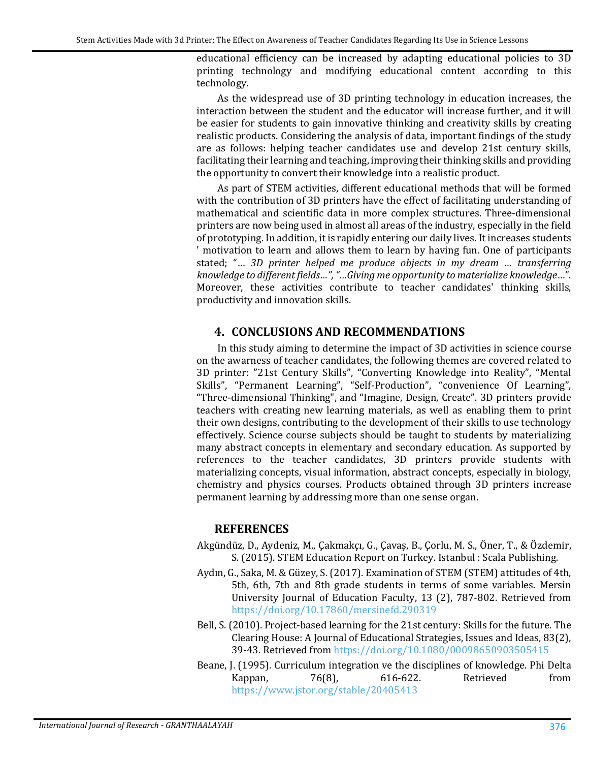educational efficiency can be increased by adapting educational policies to 3D printing technology and modifying educational content according to this technology.

As the widespread use of 3D printing technology in education increases, the interaction between the student and the educator will increase further, and it will be easier for students to gain innovative thinking and creativity skills by creating realistic products. Considering the analysis of data, important findings of the study are as follows: helping teacher candidates use and develop 21st century skills, facilitating their learning and teaching, improving their thinking skills and providing the opportunity to convert their knowledge into a realistic product.

As part of STEM activities, different educational methods that will be formed with the contribution of 3D printers have the effect of facilitating understanding of mathematical and scientific data in more complex structures. Three-dimensional printers are now being used in almost all areas of the industry, especially in the field of prototyping. In addition, it is rapidly entering our daily lives. It increases students ' motivation to learn and allows them to learn by having fun. One of participants stated; "… *3D printer helped me produce objects in my dream … transferring knowledge to different fields…", "…Giving me opportunity to materialize knowledge*…". Moreover, these activities contribute to teacher candidates' thinking skills, productivity and innovation skills.

## 4. CONCLUSIONS AND RECOMMENDATIONS

In this study aiming to determine the impact of 3D activities in science course on the awarness of teacher candidates, the following themes are covered related to 3D printer: "21st Century Skills", "Converting Knowledge into Reality", "Mental Skills", "Permanent Learning", "Self-Production", "convenience Of Learning", "Three-dimensional Thinking", and "Imagine, Design, Create". 3D printers provide teachers with creating new learning materials, as well as enabling them to print their own designs, contributing to the development of their skills to use technology effectively. Science course subjects should be taught to students by materializing many abstract concepts in elementary and secondary education. As supported by references to the teacher candidates, 3D printers provide students with materializing concepts, visual information, abstract concepts, especially in biology, chemistry and physics courses. Products obtained through 3D printers increase permanent learning by addressing more than one sense organ.

## REFERENCES

Akgündüz, D., Aydeniz, M., Çakmakçı, G., Çavaş, B., Çorlu, M. S., Öner, T., & Özdemir, S. (2015). STEM Education Report on Turkey. Istanbul : Scala Publishing.

Aydın, G., Saka, M. & Güzey, S. (2017). Examination of STEM (STEM) attitudes of 4th, 5th, 6th, 7th and 8th grade students in terms of some variables. Mersin University Journal of Education Faculty, 13 (2), 787-802. Retrieved from https://doi.org/10.17860/mersinefd.290319

Bell, S. (2010). Project-based learning for the 21st century: Skills for the future. The Clearing House: A Journal of Educational Strategies, Issues and Ideas, 83(2), 39-43. Retrieved from https://doi.org/10.1080/00098650903505415

Beane, J. (1995). Curriculum integration ve the disciplines of knowledge. Phi Delta Kappan, 76(8), 616-622. Retrieved from https://www.jstor.org/stable/20405413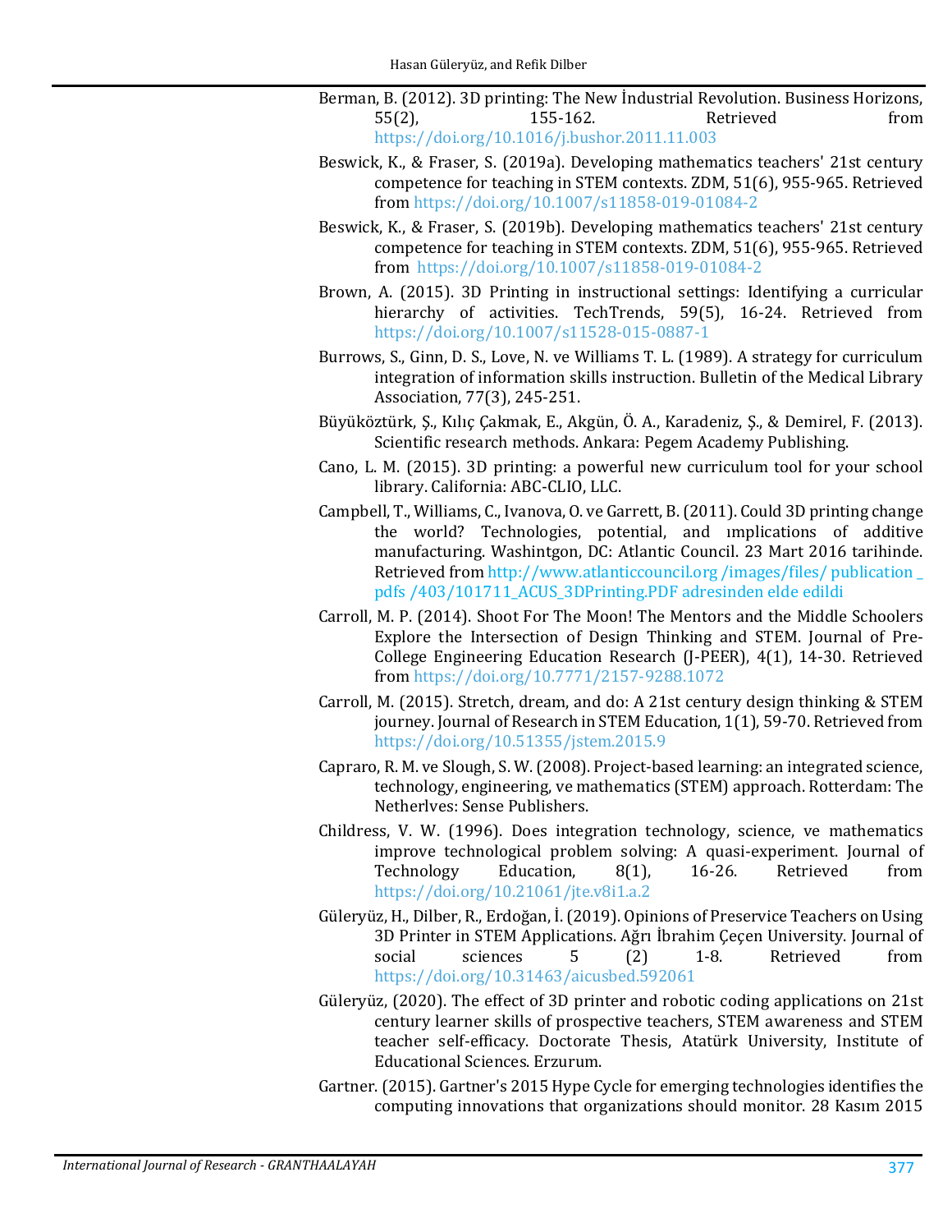Berman, B. (2012). 3D printing: The New İndustrial Revolution. Business Horizons, 55(2), 155-162. Retrieved from https://doi.org/10.1016/j.bushor.2011.11.003

Beswick, K., & Fraser, S. (2019a). Developing mathematics teachers' 21st century competence for teaching in STEM contexts. ZDM, 51(6), 955-965. Retrieved from https://doi.org/10.1007/s11858-019-01084-2

Beswick, K., & Fraser, S. (2019b). Developing mathematics teachers' 21st century competence for teaching in STEM contexts. ZDM, 51(6), 955-965. Retrieved from https://doi.org/10.1007/s11858-019-01084-2

Brown, A. (2015). 3D Printing in instructional settings: Identifying a curricular hierarchy of activities. TechTrends, 59(5), 16-24. Retrieved from https://doi.org/10.1007/s11528-015-0887-1

Burrows, S., Ginn, D. S., Love, N. ve Williams T. L. (1989). A strategy for curriculum integration of information skills instruction. Bulletin of the Medical Library Association, 77(3), 245-251.

Büyüköztürk, Ş., Kılıç Çakmak, E., Akgün, Ö. A., Karadeniz, Ş., & Demirel, F. (2013). Scientific research methods. Ankara: Pegem Academy Publishing.

Cano, L. M. (2015). 3D printing: a powerful new curriculum tool for your school library. California: ABC-CLIO, LLC.

Campbell, T., Williams, C., Ivanova, O. ve Garrett, B. (2011). Could 3D printing change the world? Technologies, potential, and ımplications of additive manufacturing. Washintgon, DC: Atlantic Council. 23 Mart 2016 tarihinde. Retrieved from http://www.atlanticcouncil.org /images/files/ publication _ pdfs /403/101711_ACUS_3DPrinting.PDF adresinden elde edildi

Carroll, M. P. (2014). Shoot For The Moon! The Mentors and the Middle Schoolers Explore the Intersection of Design Thinking and STEM. Journal of Pre-College Engineering Education Research (J-PEER), 4(1), 14-30. Retrieved from https://doi.org/10.7771/2157-9288.1072

Carroll, M. (2015). Stretch, dream, and do: A 21st century design thinking & STEM journey. Journal of Research in STEM Education, 1(1), 59-70. Retrieved from https://doi.org/10.51355/jstem.2015.9

Capraro, R. M. ve Slough, S. W. (2008). Project-based learning: an integrated science, technology, engineering, ve mathematics (STEM) approach. Rotterdam: The Netherlves: Sense Publishers.

Childress, V. W. (1996). Does integration technology, science, ve mathematics improve technological problem solving: A quasi-experiment. Journal of Technology Education, 8(1), 16-26. Retrieved from https://doi.org/10.21061/jte.v8i1.a.2

Güleryüz, H., Dilber, R., Erdoğan, İ. (2019). Opinions of Preservice Teachers on Using 3D Printer in STEM Applications. Ağrı İbrahim Çeçen University. Journal of social sciences 5 (2) 1-8. Retrieved from https://doi.org/10.31463/aicusbed.592061

Güleryüz, (2020). The effect of 3D printer and robotic coding applications on 21st century learner skills of prospective teachers, STEM awareness and STEM teacher self-efficacy. Doctorate Thesis, Atatürk University, Institute of Educational Sciences. Erzurum.

Gartner. (2015). Gartner's 2015 Hype Cycle for emerging technologies identifies the computing innovations that organizations should monitor. 28 Kasım 2015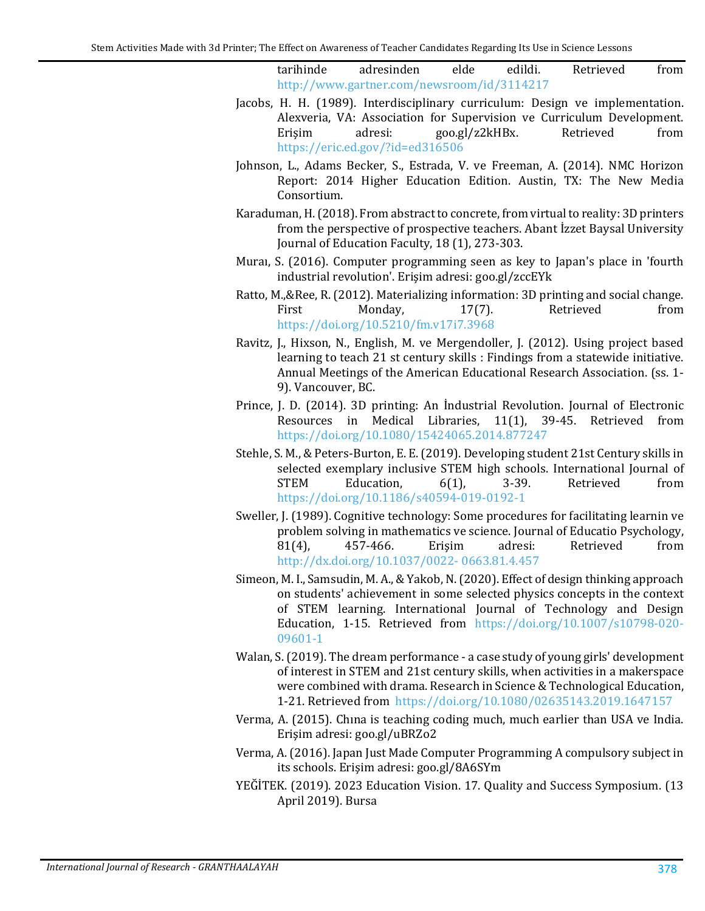tarihinde adresinden elde edildi. Retrieved from http://www.gartner.com/newsroom/id/3114217

Jacobs, H. H. (1989). Interdisciplinary curriculum: Design ve implementation. Alexveria, VA: Association for Supervision ve Curriculum Development. Erişim adresi: goo.gl/z2kHBx. Retrieved from https://eric.ed.gov/?id=ed316506

Johnson, L., Adams Becker, S., Estrada, V. ve Freeman, A. (2014). NMC Horizon Report: 2014 Higher Education Edition. Austin, TX: The New Media Consortium.

Karaduman, H. (2018). From abstract to concrete, from virtual to reality: 3D printers from the perspective of prospective teachers. Abant İzzet Baysal University Journal of Education Faculty, 18 (1), 273-303.

Muraı, S. (2016). Computer programming seen as key to Japan's place in 'fourth industrial revolution'. Erişim adresi: goo.gl/zccEYk

Ratto, M.,&Ree, R. (2012). Materializing information: 3D printing and social change. First Monday, 17(7). Retrieved from https://doi.org/10.5210/fm.v17i7.3968

Ravitz, J., Hixson, N., English, M. ve Mergendoller, J. (2012). Using project based learning to teach 21 st century skills : Findings from a statewide initiative. Annual Meetings of the American Educational Research Association. (ss. 1-9). Vancouver, BC.

Prince, J. D. (2014). 3D printing: An İndustrial Revolution. Journal of Electronic Resources in Medical Libraries, 11(1), 39-45. Retrieved from https://doi.org/10.1080/15424065.2014.877247

Stehle, S. M., & Peters-Burton, E. E. (2019). Developing student 21st Century skills in selected exemplary inclusive STEM high schools. International Journal of STEM Education, 6(1), 3-39. Retrieved from https://doi.org/10.1186/s40594-019-0192-1

Sweller, J. (1989). Cognitive technology: Some procedures for facilitating learnin ve problem solving in mathematics ve science. Journal of Educatio Psychology, 81(4), 457-466. Erişim adresi: Retrieved from http://dx.doi.org/10.1037/0022- 0663.81.4.457

Simeon, M. I., Samsudin, M. A., & Yakob, N. (2020). Effect of design thinking approach on students' achievement in some selected physics concepts in the context of STEM learning. International Journal of Technology and Design Education, 1-15. Retrieved from https://doi.org/10.1007/s10798-020-09601-1

Walan, S. (2019). The dream performance - a case study of young girls' development of interest in STEM and 21st century skills, when activities in a makerspace were combined with drama. Research in Science & Technological Education, 1-21. Retrieved from https://doi.org/10.1080/02635143.2019.1647157

Verma, A. (2015). Chına is teaching coding much, much earlier than USA ve India. Erişim adresi: goo.gl/uBRZo2

Verma, A. (2016). Japan Just Made Computer Programming A compulsory subject in its schools. Erişim adresi: goo.gl/8A6SYm

YEĞİTEK. (2019). 2023 Education Vision. 17. Quality and Success Symposium. (13 April 2019). Bursa